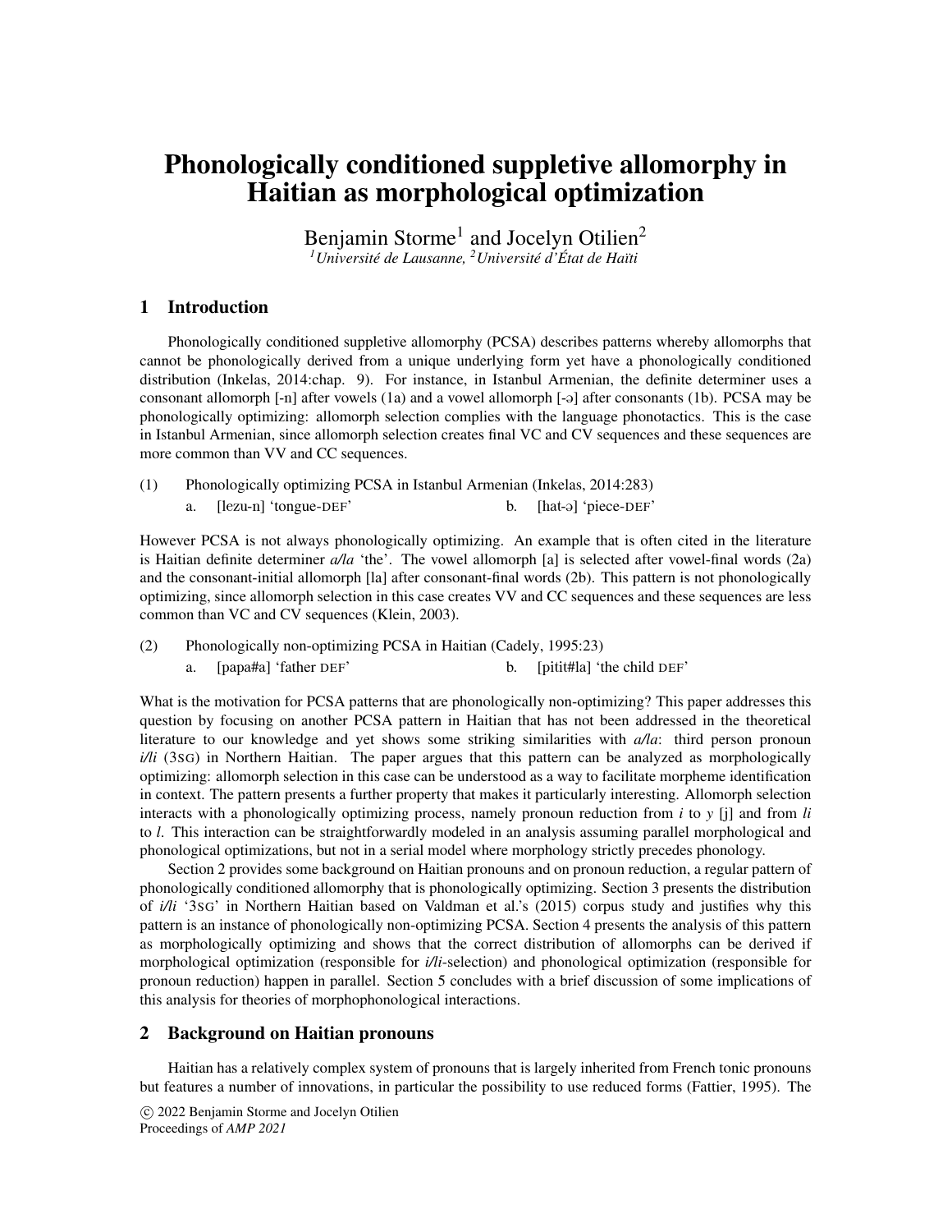# Phonologically conditioned suppletive allomorphy in Haitian as morphological optimization

Benjamin Storme[1] and Jocelyn Otilien[2]

*[1]Université de Lausanne, [2]Université d'État de Haïti*

## 1 Introduction

Phonologically conditioned suppletive allomorphy (PCSA) describes patterns whereby allomorphs that cannot be phonologically derived from a unique underlying form yet have a phonologically conditioned distribution (Inkelas, 2014:chap. 9). For instance, in Istanbul Armenian, the definite determiner uses a consonant allomorph [-n] after vowels (1a) and a vowel allomorph [-ə] after consonants (1b). PCSA may be phonologically optimizing: allomorph selection complies with the language phonotactics. This is the case in Istanbul Armenian, since allomorph selection creates final VC and CV sequences and these sequences are more common than VV and CC sequences.

(1) Phonologically optimizing PCSA in Istanbul Armenian (Inkelas, 2014:283)
 a. [lezu-n] 'tongue-DEF' b. [hat-ə] 'piece-DEF'

However PCSA is not always phonologically optimizing. An example that is often cited in the literature is Haitian definite determiner *a/la* 'the'. The vowel allomorph [a] is selected after vowel-final words (2a) and the consonant-initial allomorph [la] after consonant-final words (2b). This pattern is not phonologically optimizing, since allomorph selection in this case creates VV and CC sequences and these sequences are less common than VC and CV sequences (Klein, 2003).

(2) Phonologically non-optimizing PCSA in Haitian (Cadely, 1995:23)
 a. [papa#a] 'father DEF' b. [pitit#la] 'the child DEF'

What is the motivation for PCSA patterns that are phonologically non-optimizing? This paper addresses this question by focusing on another PCSA pattern in Haitian that has not been addressed in the theoretical literature to our knowledge and yet shows some striking similarities with *a/la*: third person pronoun *i/li* (3SG) in Northern Haitian. The paper argues that this pattern can be analyzed as morphologically optimizing: allomorph selection in this case can be understood as a way to facilitate morpheme identification in context. The pattern presents a further property that makes it particularly interesting. Allomorph selection interacts with a phonologically optimizing process, namely pronoun reduction from *i* to *y* [j] and from *li* to *l*. This interaction can be straightforwardly modeled in an analysis assuming parallel morphological and phonological optimizations, but not in a serial model where morphology strictly precedes phonology.

Section 2 provides some background on Haitian pronouns and on pronoun reduction, a regular pattern of phonologically conditioned allomorphy that is phonologically optimizing. Section 3 presents the distribution of *i/li* '3SG' in Northern Haitian based on Valdman et al.'s (2015) corpus study and justifies why this pattern is an instance of phonologically non-optimizing PCSA. Section 4 presents the analysis of this pattern as morphologically optimizing and shows that the correct distribution of allomorphs can be derived if morphological optimization (responsible for *i/li*-selection) and phonological optimization (responsible for pronoun reduction) happen in parallel. Section 5 concludes with a brief discussion of some implications of this analysis for theories of morphophonological interactions.

## 2 Background on Haitian pronouns

Haitian has a relatively complex system of pronouns that is largely inherited from French tonic pronouns but features a number of innovations, in particular the possibility to use reduced forms (Fattier, 1995). The

© 2022 Benjamin Storme and Jocelyn Otilien
Proceedings of *AMP 2021*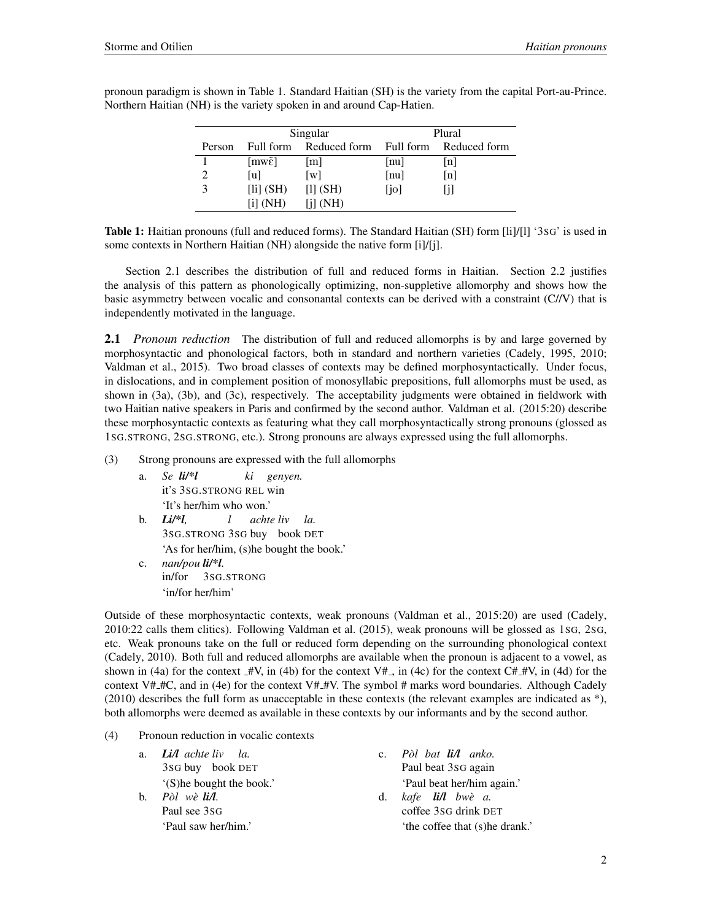pronoun paradigm is shown in Table 1. Standard Haitian (SH) is the variety from the capital Port-au-Prince. Northern Haitian (NH) is the variety spoken in and around Cap-Hatien.

| | Singular | | Plural | |
|---|---|---|---|---|
| Person | Full form | Reduced form | Full form | Reduced form |
| 1 | [mwɛ̃] | [m] | [nu] | [n] |
| 2 | [u] | [w] | [nu] | [n] |
| 3 | [li] (SH)<br>[i] (NH) | [l] (SH)<br>[j] (NH) | [jo] | [j] |

**Table 1:** Haitian pronouns (full and reduced forms). The Standard Haitian (SH) form [li]/[l] '3SG' is used in some contexts in Northern Haitian (NH) alongside the native form [i]/[j].

Section 2.1 describes the distribution of full and reduced forms in Haitian. Section 2.2 justifies the analysis of this pattern as phonologically optimizing, non-suppletive allomorphy and shows how the basic asymmetry between vocalic and consonantal contexts can be derived with a constraint (C//V) that is independently motivated in the language.

**2.1** *Pronoun reduction* The distribution of full and reduced allomorphs is by and large governed by morphosyntactic and phonological factors, both in standard and northern varieties (Cadely, 1995, 2010; Valdman et al., 2015). Two broad classes of contexts may be defined morphosyntactically. Under focus, in dislocations, and in complement position of monosyllabic prepositions, full allomorphs must be used, as shown in (3a), (3b), and (3c), respectively. The acceptability judgments were obtained in fieldwork with two Haitian native speakers in Paris and confirmed by the second author. Valdman et al. (2015:20) describe these morphosyntactic contexts as featuring what they call morphosyntactically strong pronouns (glossed as 1SG.STRONG, 2SG.STRONG, etc.). Strong pronouns are always expressed using the full allomorphs.

(3) Strong pronouns are expressed with the full allomorphs

a. *Se* ***li/*l*** *ki genyen.*
it's 3SG.STRONG REL win
'It's her/him who won.'

b. ***Li/*l****, l achte liv la.*
3SG.STRONG 3SG buy book DET
'As for her/him, (s)he bought the book.'

c. *nan/pou* ***li/*l****.*
in/for 3SG.STRONG
'in/for her/him'

Outside of these morphosyntactic contexts, weak pronouns (Valdman et al., 2015:20) are used (Cadely, 2010:22 calls them clitics). Following Valdman et al. (2015), weak pronouns will be glossed as 1SG, 2SG, etc. Weak pronouns take on the full or reduced form depending on the surrounding phonological context (Cadely, 2010). Both full and reduced allomorphs are available when the pronoun is adjacent to a vowel, as shown in (4a) for the context _#V, in (4b) for the context V#_, in (4c) for the context C#_#V, in (4d) for the context V#_#C, and in (4e) for the context V#_#V. The symbol # marks word boundaries. Although Cadely (2010) describes the full form as unacceptable in these contexts (the relevant examples are indicated as *), both allomorphs were deemed as available in these contexts by our informants and by the second author.

(4) Pronoun reduction in vocalic contexts

a. ***Li/l*** *achte liv la.*
3SG buy book DET
'(S)he bought the book.'

b. *Pòl wè* ***li/l****.*
Paul see 3SG
'Paul saw her/him.'

c. *Pòl bat* ***li/l*** *anko.*
Paul beat 3SG again
'Paul beat her/him again.'

d. *kafe* ***li/l*** *bwè a.*
coffee 3SG drink DET
'the coffee that (s)he drank.'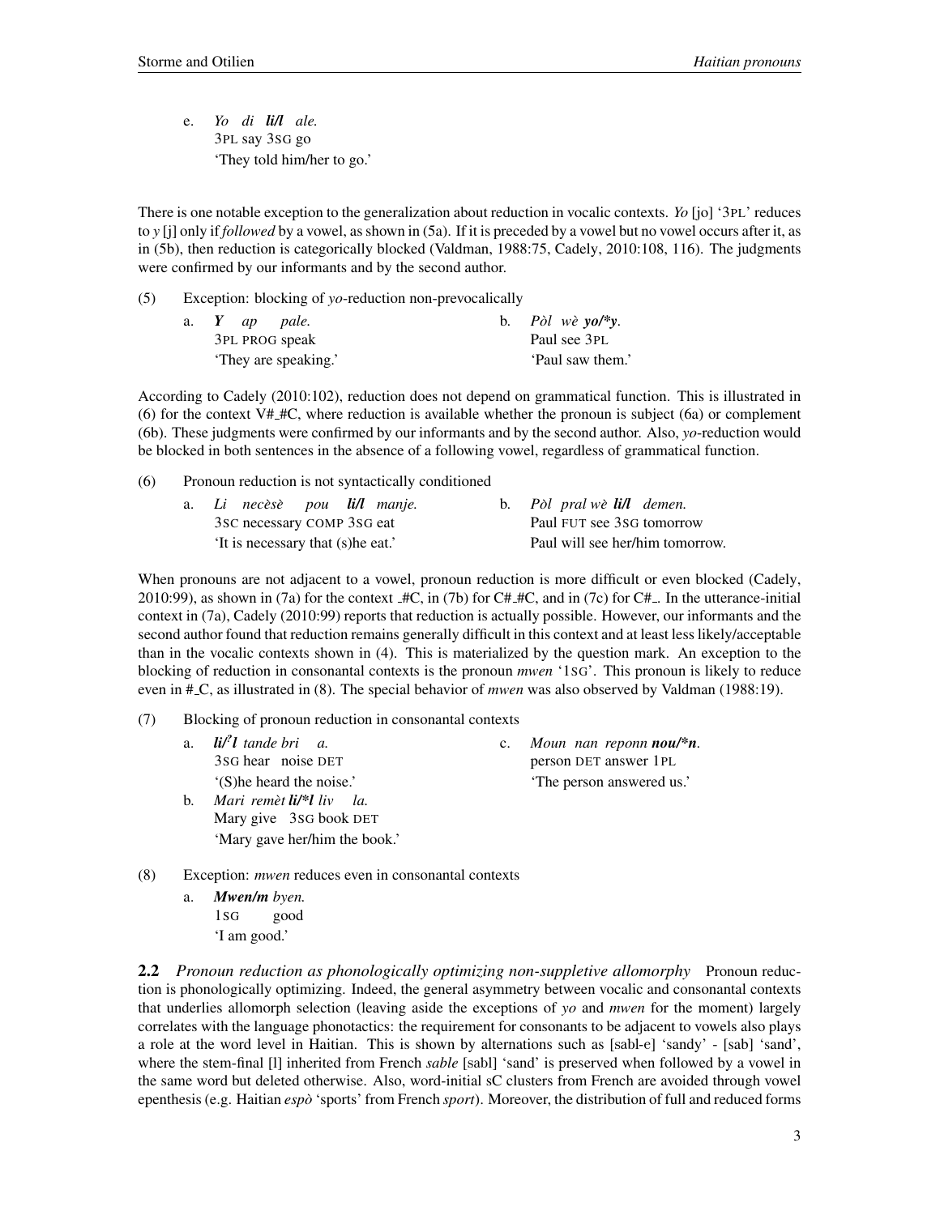e. *Yo di **li/l** ale.*
   3PL say 3SG go
   'They told him/her to go.'

There is one notable exception to the generalization about reduction in vocalic contexts. *Yo* [jo] '3PL' reduces to *y* [j] only if *followed* by a vowel, as shown in (5a). If it is preceded by a vowel but no vowel occurs after it, as in (5b), then reduction is categorically blocked (Valdman, 1988:75, Cadely, 2010:108, 116). The judgments were confirmed by our informants and by the second author.

(5) Exception: blocking of *yo*-reduction non-prevocalically

a. ***Y** ap pale.*
   3PL PROG speak
   'They are speaking.'

b. *Pòl wè **yo/*y**.*
   Paul see 3PL
   'Paul saw them.'

According to Cadely (2010:102), reduction does not depend on grammatical function. This is illustrated in (6) for the context V#_#C, where reduction is available whether the pronoun is subject (6a) or complement (6b). These judgments were confirmed by our informants and by the second author. Also, *yo*-reduction would be blocked in both sentences in the absence of a following vowel, regardless of grammatical function.

(6) Pronoun reduction is not syntactically conditioned

a. *Li necèsè pou **li/l** manje.*
   3SC necessary COMP 3SG eat
   'It is necessary that (s)he eat.'

b. *Pòl pral wè **li/l** demen.*
   Paul FUT see 3SG tomorrow
   Paul will see her/him tomorrow.

When pronouns are not adjacent to a vowel, pronoun reduction is more difficult or even blocked (Cadely, 2010:99), as shown in (7a) for the context _#C, in (7b) for C#_#C, and in (7c) for C#_. In the utterance-initial context in (7a), Cadely (2010:99) reports that reduction is actually possible. However, our informants and the second author found that reduction remains generally difficult in this context and at least less likely/acceptable than in the vocalic contexts shown in (4). This is materialized by the question mark. An exception to the blocking of reduction in consonantal contexts is the pronoun *mwen* '1SG'. This pronoun is likely to reduce even in #_C, as illustrated in (8). The special behavior of *mwen* was also observed by Valdman (1988:19).

(7) Blocking of pronoun reduction in consonantal contexts

a. ***li/?l** tande bri a.*
   3SG hear noise DET
   '(S)he heard the noise.'

b. *Mari remèt **li/*l** liv la.*
   Mary give 3SG book DET
   'Mary gave her/him the book.'

c. *Moun nan reponn **nou/*n**.*
   person DET answer 1PL
   'The person answered us.'

(8) Exception: *mwen* reduces even in consonantal contexts

a. ***Mwen/m** byen.*
   1SG good
   'I am good.'

**2.2** *Pronoun reduction as phonologically optimizing non-suppletive allomorphy* Pronoun reduction is phonologically optimizing. Indeed, the general asymmetry between vocalic and consonantal contexts that underlies allomorph selection (leaving aside the exceptions of *yo* and *mwen* for the moment) largely correlates with the language phonotactics: the requirement for consonants to be adjacent to vowels also plays a role at the word level in Haitian. This is shown by alternations such as [sabl-e] 'sandy' - [sab] 'sand', where the stem-final [l] inherited from French *sable* [sabl] 'sand' is preserved when followed by a vowel in the same word but deleted otherwise. Also, word-initial sC clusters from French are avoided through vowel epenthesis (e.g. Haitian *espò* 'sports' from French *sport*). Moreover, the distribution of full and reduced forms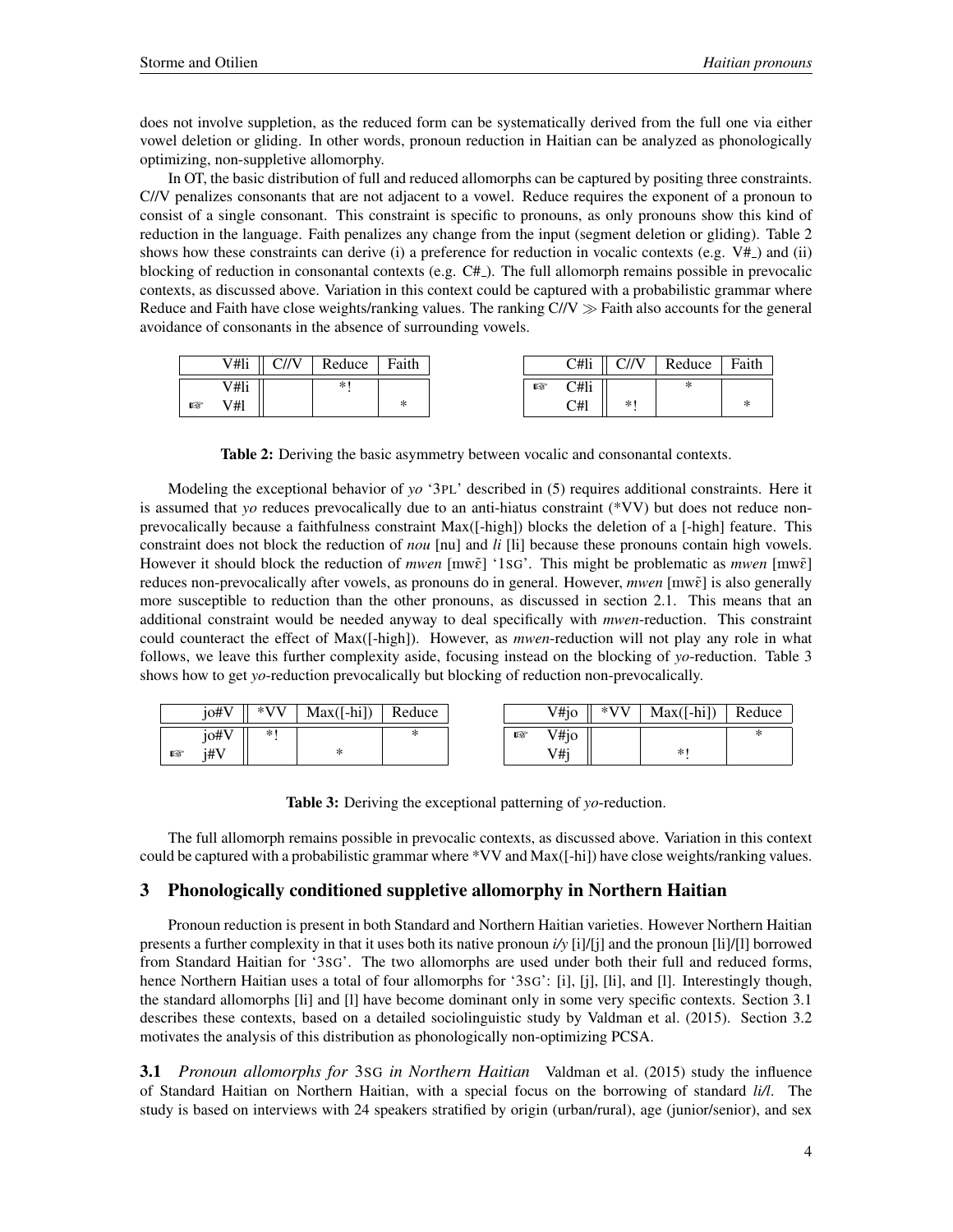does not involve suppletion, as the reduced form can be systematically derived from the full one via either vowel deletion or gliding. In other words, pronoun reduction in Haitian can be analyzed as phonologically optimizing, non-suppletive allomorphy.

In OT, the basic distribution of full and reduced allomorphs can be captured by positing three constraints. C//V penalizes consonants that are not adjacent to a vowel. Reduce requires the exponent of a pronoun to consist of a single consonant. This constraint is specific to pronouns, as only pronouns show this kind of reduction in the language. Faith penalizes any change from the input (segment deletion or gliding). Table 2 shows how these constraints can derive (i) a preference for reduction in vocalic contexts (e.g. V#_) and (ii) blocking of reduction in consonantal contexts (e.g. C#_). The full allomorph remains possible in prevocalic contexts, as discussed above. Variation in this context could be captured with a probabilistic grammar where Reduce and Faith have close weights/ranking values. The ranking C//V ≫ Faith also accounts for the general avoidance of consonants in the absence of surrounding vowels.

| | V#li | C//V | Reduce | Faith |
|---|---|---|---|---|
| | V#li | | *! | |
| ☞ | V#l | | | * |

| | C#li | C//V | Reduce | Faith |
|---|---|---|---|---|
| ☞ | C#li | | * | |
| | C#l | *! | | * |

**Table 2:** Deriving the basic asymmetry between vocalic and consonantal contexts.

Modeling the exceptional behavior of *yo* '3PL' described in (5) requires additional constraints. Here it is assumed that *yo* reduces prevocalically due to an anti-hiatus constraint (*VV) but does not reduce non-prevocalically because a faithfulness constraint Max([-high]) blocks the deletion of a [-high] feature. This constraint does not block the reduction of *nou* [nu] and *li* [li] because these pronouns contain high vowels. However it should block the reduction of *mwen* [mwɛ̃] '1SG'. This might be problematic as *mwen* [mwɛ̃] reduces non-prevocalically after vowels, as pronouns do in general. However, *mwen* [mwɛ̃] is also generally more susceptible to reduction than the other pronouns, as discussed in section 2.1. This means that an additional constraint would be needed anyway to deal specifically with *mwen*-reduction. This constraint could counteract the effect of Max([-high]). However, as *mwen*-reduction will not play any role in what follows, we leave this further complexity aside, focusing instead on the blocking of *yo*-reduction. Table 3 shows how to get *yo*-reduction prevocalically but blocking of reduction non-prevocalically.

| | jo#V | *VV | Max([-hi]) | Reduce |
|---|---|---|---|---|
| | jo#V | *! | | * |
| ☞ | j#V | | * | |

| | V#jo | *VV | Max([-hi]) | Reduce |
|---|---|---|---|---|
| ☞ | V#jo | | | * |
| | V#j | | *! | |

**Table 3:** Deriving the exceptional patterning of *yo*-reduction.

The full allomorph remains possible in prevocalic contexts, as discussed above. Variation in this context could be captured with a probabilistic grammar where *VV and Max([-hi]) have close weights/ranking values.

## 3 Phonologically conditioned suppletive allomorphy in Northern Haitian

Pronoun reduction is present in both Standard and Northern Haitian varieties. However Northern Haitian presents a further complexity in that it uses both its native pronoun *i/y* [i]/[j] and the pronoun [li]/[l] borrowed from Standard Haitian for '3SG'. The two allomorphs are used under both their full and reduced forms, hence Northern Haitian uses a total of four allomorphs for '3SG': [i], [j], [li], and [l]. Interestingly though, the standard allomorphs [li] and [l] have become dominant only in some very specific contexts. Section 3.1 describes these contexts, based on a detailed sociolinguistic study by Valdman et al. (2015). Section 3.2 motivates the analysis of this distribution as phonologically non-optimizing PCSA.

**3.1** *Pronoun allomorphs for 3SG in Northern Haitian* Valdman et al. (2015) study the influence of Standard Haitian on Northern Haitian, with a special focus on the borrowing of standard *li/l*. The study is based on interviews with 24 speakers stratified by origin (urban/rural), age (junior/senior), and sex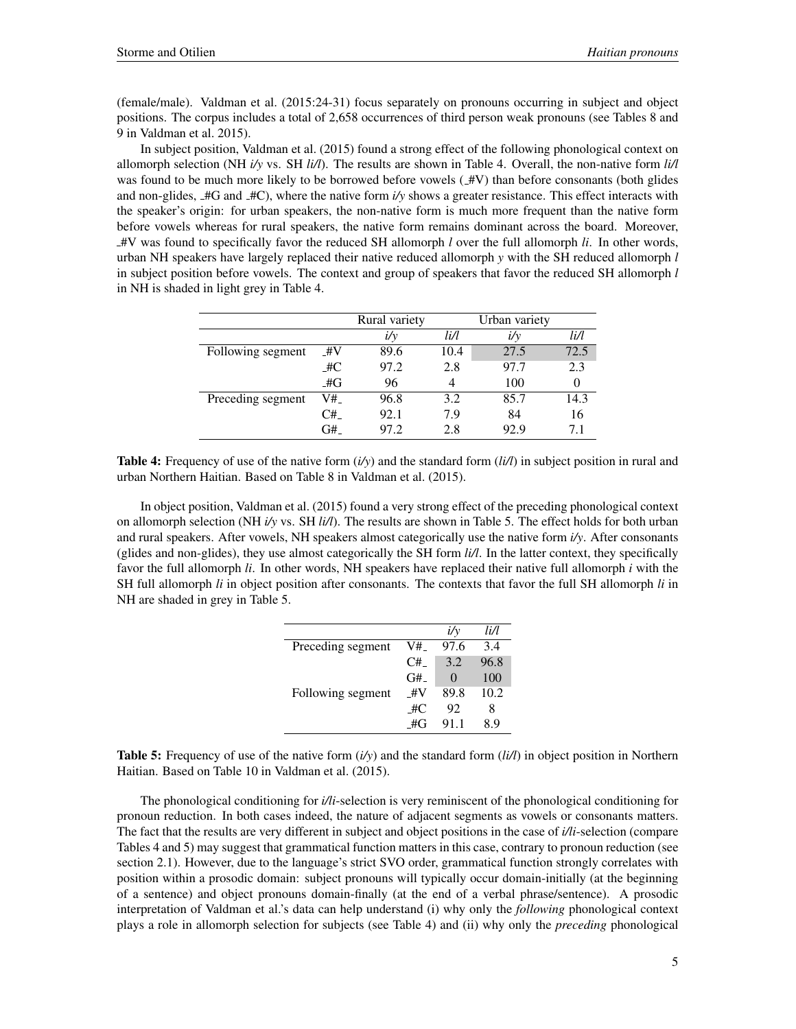(female/male). Valdman et al. (2015:24-31) focus separately on pronouns occurring in subject and object positions. The corpus includes a total of 2,658 occurrences of third person weak pronouns (see Tables 8 and 9 in Valdman et al. 2015).

In subject position, Valdman et al. (2015) found a strong effect of the following phonological context on allomorph selection (NH *i/y* vs. SH *li/l*). The results are shown in Table 4. Overall, the non-native form *li/l* was found to be much more likely to be borrowed before vowels (_#V) than before consonants (both glides and non-glides, _#G and _#C), where the native form *i/y* shows a greater resistance. This effect interacts with the speaker's origin: for urban speakers, the non-native form is much more frequent than the native form before vowels whereas for rural speakers, the native form remains dominant across the board. Moreover, _#V was found to specifically favor the reduced SH allomorph *l* over the full allomorph *li*. In other words, urban NH speakers have largely replaced their native reduced allomorph *y* with the SH reduced allomorph *l* in subject position before vowels. The context and group of speakers that favor the reduced SH allomorph *l* in NH is shaded in light grey in Table 4.

| | | Rural variety | | Urban variety | |
|---|---|---|---|---|---|
| | | *i/y* | *li/l* | *i/y* | *li/l* |
| Following segment | _#V | 89.6 | 10.4 | 27.5 | 72.5 |
| | _#C | 97.2 | 2.8 | 97.7 | 2.3 |
| | _#G | 96 | 4 | 100 | 0 |
| Preceding segment | V#_ | 96.8 | 3.2 | 85.7 | 14.3 |
| | C#_ | 92.1 | 7.9 | 84 | 16 |
| | G#_ | 97.2 | 2.8 | 92.9 | 7.1 |

**Table 4:** Frequency of use of the native form (*i/y*) and the standard form (*li/l*) in subject position in rural and urban Northern Haitian. Based on Table 8 in Valdman et al. (2015).

In object position, Valdman et al. (2015) found a very strong effect of the preceding phonological context on allomorph selection (NH *i/y* vs. SH *li/l*). The results are shown in Table 5. The effect holds for both urban and rural speakers. After vowels, NH speakers almost categorically use the native form *i/y*. After consonants (glides and non-glides), they use almost categorically the SH form *li/l*. In the latter context, they specifically favor the full allomorph *li*. In other words, NH speakers have replaced their native full allomorph *i* with the SH full allomorph *li* in object position after consonants. The contexts that favor the full SH allomorph *li* in NH are shaded in grey in Table 5.

| | | *i/y* | *li/l* |
|---|---|---|---|
| Preceding segment | V#_ | 97.6 | 3.4 |
| | C#_ | 3.2 | 96.8 |
| | G#_ | 0 | 100 |
| Following segment | _#V | 89.8 | 10.2 |
| | _#C | 92 | 8 |
| | _#G | 91.1 | 8.9 |

**Table 5:** Frequency of use of the native form (*i/y*) and the standard form (*li/l*) in object position in Northern Haitian. Based on Table 10 in Valdman et al. (2015).

The phonological conditioning for *i/li*-selection is very reminiscent of the phonological conditioning for pronoun reduction. In both cases indeed, the nature of adjacent segments as vowels or consonants matters. The fact that the results are very different in subject and object positions in the case of *i/li*-selection (compare Tables 4 and 5) may suggest that grammatical function matters in this case, contrary to pronoun reduction (see section 2.1). However, due to the language's strict SVO order, grammatical function strongly correlates with position within a prosodic domain: subject pronouns will typically occur domain-initially (at the beginning of a sentence) and object pronouns domain-finally (at the end of a verbal phrase/sentence). A prosodic interpretation of Valdman et al.'s data can help understand (i) why only the *following* phonological context plays a role in allomorph selection for subjects (see Table 4) and (ii) why only the *preceding* phonological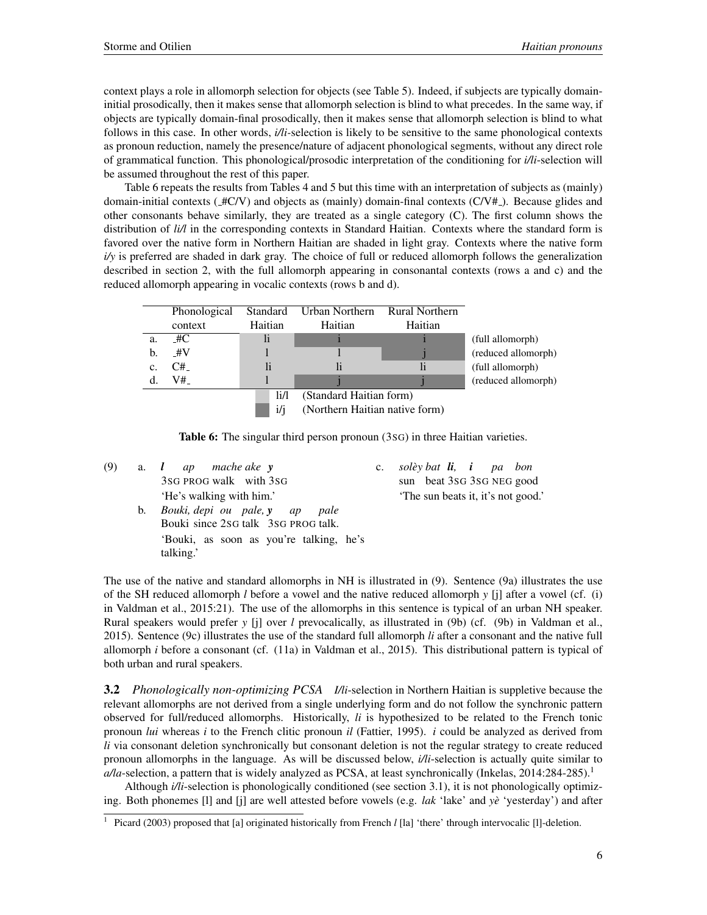context plays a role in allomorph selection for objects (see Table 5). Indeed, if subjects are typically domain-initial prosodically, then it makes sense that allomorph selection is blind to what precedes. In the same way, if objects are typically domain-final prosodically, then it makes sense that allomorph selection is blind to what follows in this case. In other words, *i/li*-selection is likely to be sensitive to the same phonological contexts as pronoun reduction, namely the presence/nature of adjacent phonological segments, without any direct role of grammatical function. This phonological/prosodic interpretation of the conditioning for *i/li*-selection will be assumed throughout the rest of this paper.

Table 6 repeats the results from Tables 4 and 5 but this time with an interpretation of subjects as (mainly) domain-initial contexts (_#C/V) and objects as (mainly) domain-final contexts (C/V#_). Because glides and other consonants behave similarly, they are treated as a single category (C). The first column shows the distribution of *li/l* in the corresponding contexts in Standard Haitian. Contexts where the standard form is favored over the native form in Northern Haitian are shaded in light gray. Contexts where the native form *i/y* is preferred are shaded in dark gray. The choice of full or reduced allomorph follows the generalization described in section 2, with the full allomorph appearing in consonantal contexts (rows a and c) and the reduced allomorph appearing in vocalic contexts (rows b and d).

| | Phonological context | Standard Haitian | Urban Northern Haitian | Rural Northern Haitian | |
|---|---|---|---|---|---|
| a. | _#C | li | i | i | (full allomorph) |
| b. | _#V | l | l | j | (reduced allomorph) |
| c. | C#_ | li | li | li | (full allomorph) |
| d. | V#_ | l | j | j | (reduced allomorph) |

Legend: light gray = li/l (Standard Haitian form); dark gray = i/j (Northern Haitian native form)

**Table 6:** The singular third person pronoun (3SG) in three Haitian varieties.

(9) a. ***l*** *ap mache ake* ***y***
3SG PROG walk with 3SG
'He's walking with him.'

b. *Bouki, depi ou pale,* ***y*** *ap pale*
Bouki since 2SG talk 3SG PROG talk.
'Bouki, as soon as you're talking, he's talking.'

c. *solèy bat* ***li****,* ***i*** *pa bon*
sun beat 3SG 3SG NEG good
'The sun beats it, it's not good.'

The use of the native and standard allomorphs in NH is illustrated in (9). Sentence (9a) illustrates the use of the SH reduced allomorph *l* before a vowel and the native reduced allomorph *y* [j] after a vowel (cf. (i) in Valdman et al., 2015:21). The use of the allomorphs in this sentence is typical of an urban NH speaker. Rural speakers would prefer *y* [j] over *l* prevocalically, as illustrated in (9b) (cf. (9b) in Valdman et al., 2015). Sentence (9c) illustrates the use of the standard full allomorph *li* after a consonant and the native full allomorph *i* before a consonant (cf. (11a) in Valdman et al., 2015). This distributional pattern is typical of both urban and rural speakers.

**3.2** *Phonologically non-optimizing PCSA* *I/li*-selection in Northern Haitian is suppletive because the relevant allomorphs are not derived from a single underlying form and do not follow the synchronic pattern observed for full/reduced allomorphs. Historically, *li* is hypothesized to be related to the French tonic pronoun *lui* whereas *i* to the French clitic pronoun *il* (Fattier, 1995). *i* could be analyzed as derived from *li* via consonant deletion synchronically but consonant deletion is not the regular strategy to create reduced pronoun allomorphs in the language. As will be discussed below, *i/li*-selection is actually quite similar to *a/la*-selection, a pattern that is widely analyzed as PCSA, at least synchronically (Inkelas, 2014:284-285).[1]

Although *i/li*-selection is phonologically conditioned (see section 3.1), it is not phonologically optimizing. Both phonemes [l] and [j] are well attested before vowels (e.g. *lak* 'lake' and *yè* 'yesterday') and after

[1] Picard (2003) proposed that [a] originated historically from French *l* [la] 'there' through intervocalic [l]-deletion.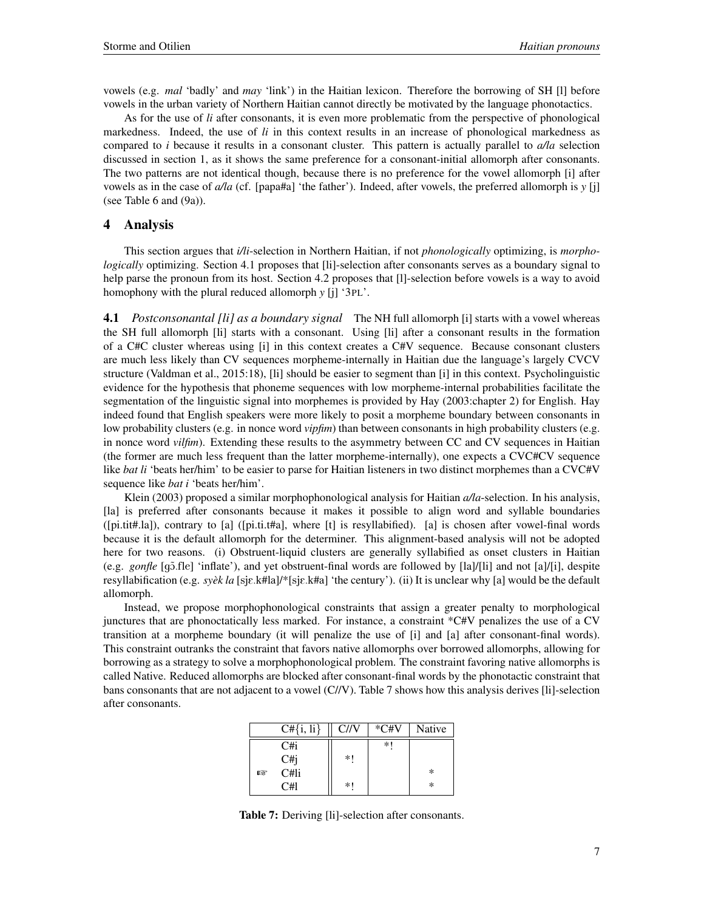vowels (e.g. *mal* 'badly' and *may* 'link') in the Haitian lexicon. Therefore the borrowing of SH [l] before vowels in the urban variety of Northern Haitian cannot directly be motivated by the language phonotactics.

As for the use of *li* after consonants, it is even more problematic from the perspective of phonological markedness. Indeed, the use of *li* in this context results in an increase of phonological markedness as compared to *i* because it results in a consonant cluster. This pattern is actually parallel to *a/la* selection discussed in section 1, as it shows the same preference for a consonant-initial allomorph after consonants. The two patterns are not identical though, because there is no preference for the vowel allomorph [i] after vowels as in the case of *a/la* (cf. [papa#a] 'the father'). Indeed, after vowels, the preferred allomorph is *y* [j] (see Table 6 and (9a)).

## 4 Analysis

This section argues that *i/li*-selection in Northern Haitian, if not *phonologically* optimizing, is *morphologically* optimizing. Section 4.1 proposes that [li]-selection after consonants serves as a boundary signal to help parse the pronoun from its host. Section 4.2 proposes that [l]-selection before vowels is a way to avoid homophony with the plural reduced allomorph *y* [j] '3PL'.

**4.1** *Postconsonantal [li] as a boundary signal* The NH full allomorph [i] starts with a vowel whereas the SH full allomorph [li] starts with a consonant. Using [li] after a consonant results in the formation of a C#C cluster whereas using [i] in this context creates a C#V sequence. Because consonant clusters are much less likely than CV sequences morpheme-internally in Haitian due the language's largely CVCV structure (Valdman et al., 2015:18), [li] should be easier to segment than [i] in this context. Psycholinguistic evidence for the hypothesis that phoneme sequences with low morpheme-internal probabilities facilitate the segmentation of the linguistic signal into morphemes is provided by Hay (2003:chapter 2) for English. Hay indeed found that English speakers were more likely to posit a morpheme boundary between consonants in low probability clusters (e.g. in nonce word *vipfim*) than between consonants in high probability clusters (e.g. in nonce word *vilfim*). Extending these results to the asymmetry between CC and CV sequences in Haitian (the former are much less frequent than the latter morpheme-internally), one expects a CVC#CV sequence like *bat li* 'beats her/him' to be easier to parse for Haitian listeners in two distinct morphemes than a CVC#V sequence like *bat i* 'beats her/him'.

Klein (2003) proposed a similar morphophonological analysis for Haitian *a/la*-selection. In his analysis, [la] is preferred after consonants because it makes it possible to align word and syllable boundaries ([pi.tit#.la]), contrary to [a] ([pi.ti.t#a], where [t] is resyllabified). [a] is chosen after vowel-final words because it is the default allomorph for the determiner. This alignment-based analysis will not be adopted here for two reasons. (i) Obstruent-liquid clusters are generally syllabified as onset clusters in Haitian (e.g. *gonfle* [gɔ̃.fle] 'inflate'), and yet obstruent-final words are followed by [la]/[li] and not [a]/[i], despite resyllabification (e.g. *syèk la* [sjɛ.k#la]/*[sjɛ.k#a] 'the century'). (ii) It is unclear why [a] would be the default allomorph.

Instead, we propose morphophonological constraints that assign a greater penalty to morphological junctures that are phonoctatically less marked. For instance, a constraint *C#V penalizes the use of a CV transition at a morpheme boundary (it will penalize the use of [i] and [a] after consonant-final words). This constraint outranks the constraint that favors native allomorphs over borrowed allomorphs, allowing for borrowing as a strategy to solve a morphophonological problem. The constraint favoring native allomorphs is called Native. Reduced allomorphs are blocked after consonant-final words by the phonotactic constraint that bans consonants that are not adjacent to a vowel (C//V). Table 7 shows how this analysis derives [li]-selection after consonants.

| | C#{i, li} | C//V | *C#V | Native |
|---|---|---|---|---|
| | C#i | | *! | |
| | C#j | *! | | |
| ☞ | C#li | | | * |
| | C#l | *! | | * |

**Table 7:** Deriving [li]-selection after consonants.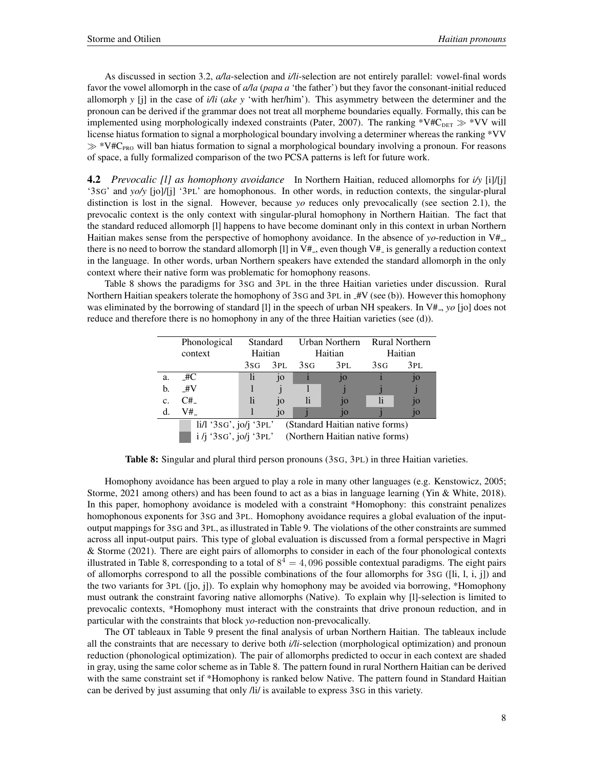As discussed in section 3.2, *a/la*-selection and *i/li*-selection are not entirely parallel: vowel-final words favor the vowel allomorph in the case of *a/la* (*papa a* 'the father') but they favor the consonant-initial reduced allomorph *y* [j] in the case of *i/li* (*ake y* 'with her/him'). This asymmetry between the determiner and the pronoun can be derived if the grammar does not treat all morpheme boundaries equally. Formally, this can be implemented using morphologically indexed constraints (Pater, 2007). The ranking *V#C$_{\text{DET}}$ ≫ *VV will license hiatus formation to signal a morphological boundary involving a determiner whereas the ranking *VV ≫ *V#C$_{\text{PRO}}$ will ban hiatus formation to signal a morphological boundary involving a pronoun. For reasons of space, a fully formalized comparison of the two PCSA patterns is left for future work.

**4.2** *Prevocalic [l] as homophony avoidance* In Northern Haitian, reduced allomorphs for *i/y* [i]/[j] '3SG' and *yo/y* [jo]/[j] '3PL' are homophonous. In other words, in reduction contexts, the singular-plural distinction is lost in the signal. However, because *yo* reduces only prevocalically (see section 2.1), the prevocalic context is the only context with singular-plural homophony in Northern Haitian. The fact that the standard reduced allomorph [l] happens to have become dominant only in this context in urban Northern Haitian makes sense from the perspective of homophony avoidance. In the absence of *yo*-reduction in V#_, there is no need to borrow the standard allomorph [l] in V#_, even though V#_ is generally a reduction context in the language. In other words, urban Northern speakers have extended the standard allomorph in the only context where their native form was problematic for homophony reasons.

Table 8 shows the paradigms for 3SG and 3PL in the three Haitian varieties under discussion. Rural Northern Haitian speakers tolerate the homophony of 3SG and 3PL in _#V (see (b)). However this homophony was eliminated by the borrowing of standard [l] in the speech of urban NH speakers. In V#_, *yo* [jo] does not reduce and therefore there is no homophony in any of the three Haitian varieties (see (d)).

| | Phonological context | Standard Haitian | | Urban Northern Haitian | | Rural Northern Haitian | |
|---|---|---|---|---|---|---|---|
| | | 3SG | 3PL | 3SG | 3PL | 3SG | 3PL |
| a. | _#C | li | jo | i | jo | i | jo |
| b. | _#V | l | j | l | j | j | j |
| c. | C#_ | li | jo | li | jo | li | jo |
| d. | V#_ | l | jo | j | jo | j | jo |

Light gray: li/l '3SG', jo/j '3PL' (Standard Haitian native forms)
Dark gray: i /j '3SG', jo/j '3PL' (Northern Haitian native forms)

**Table 8:** Singular and plural third person pronouns (3SG, 3PL) in three Haitian varieties.

Homophony avoidance has been argued to play a role in many other languages (e.g. Kenstowicz, 2005; Storme, 2021 among others) and has been found to act as a bias in language learning (Yin & White, 2018). In this paper, homophony avoidance is modeled with a constraint *Homophony: this constraint penalizes homophonous exponents for 3SG and 3PL. Homophony avoidance requires a global evaluation of the input-output mappings for 3SG and 3PL, as illustrated in Table 9. The violations of the other constraints are summed across all input-output pairs. This type of global evaluation is discussed from a formal perspective in Magri & Storme (2021). There are eight pairs of allomorphs to consider in each of the four phonological contexts illustrated in Table 8, corresponding to a total of $8^4 = 4,096$ possible contextual paradigms. The eight pairs of allomorphs correspond to all the possible combinations of the four allomorphs for 3SG ([li, l, i, j]) and the two variants for 3PL ([jo, j]). To explain why homophony may be avoided via borrowing, *Homophony must outrank the constraint favoring native allomorphs (Native). To explain why [l]-selection is limited to prevocalic contexts, *Homophony must interact with the constraints that drive pronoun reduction, and in particular with the constraints that block *yo*-reduction non-prevocalically.

The OT tableaux in Table 9 present the final analysis of urban Northern Haitian. The tableaux include all the constraints that are necessary to derive both *i/li*-selection (morphological optimization) and pronoun reduction (phonological optimization). The pair of allomorphs predicted to occur in each context are shaded in gray, using the same color scheme as in Table 8. The pattern found in rural Northern Haitian can be derived with the same constraint set if *Homophony is ranked below Native. The pattern found in Standard Haitian can be derived by just assuming that only /li/ is available to express 3SG in this variety.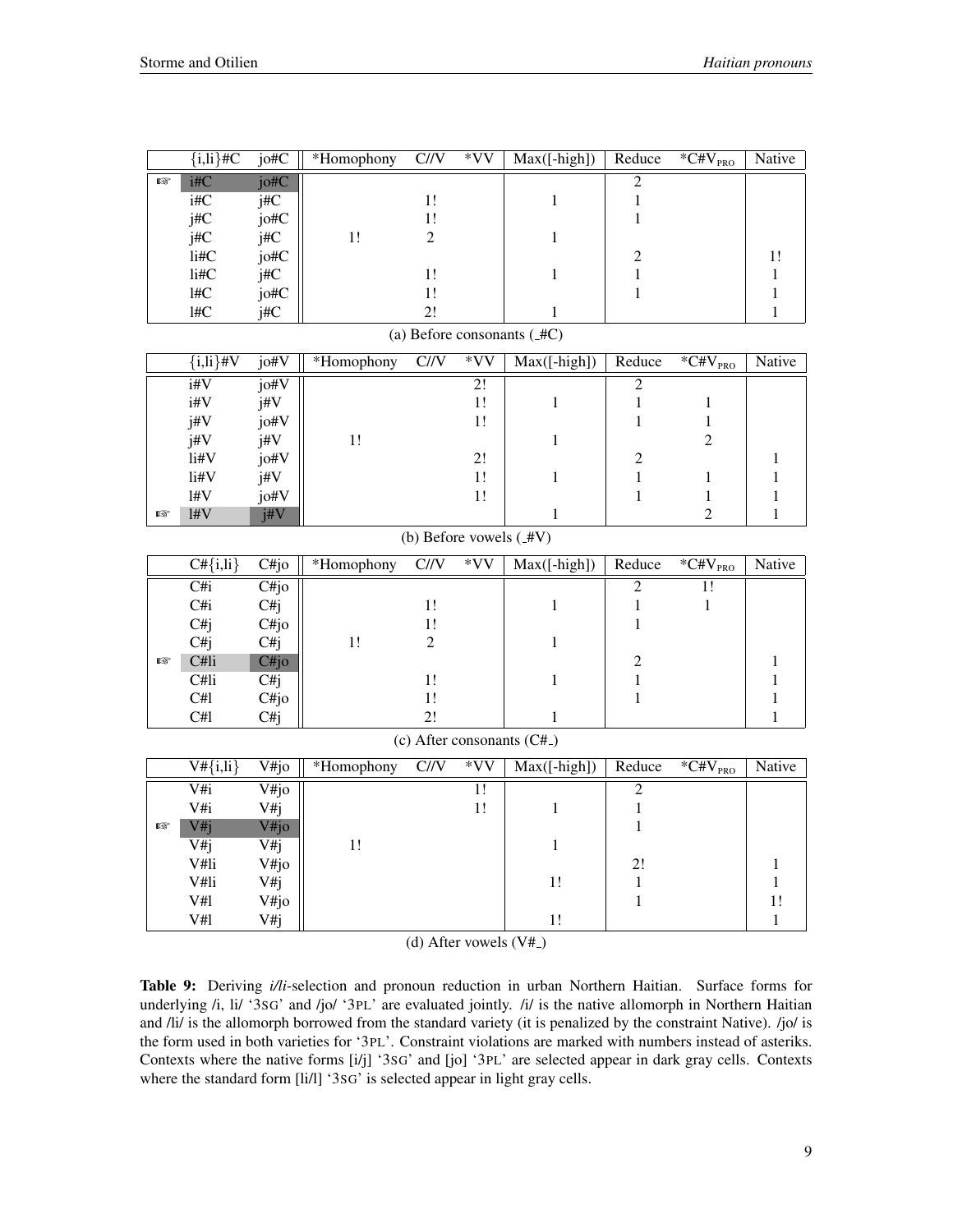| | {i,li}#C | jo#C | *Homophony | C//V | *VV | Max([-high]) | Reduce | *C#V$_{\text{PRO}}$ | Native |
|---|---|---|---|---|---|---|---|---|---|
| ☞ | i#C | jo#C | | | | | 2 | | |
| | i#C | j#C | | 1! | | 1 | 1 | | |
| | j#C | jo#C | | 1! | | | 1 | | |
| | j#C | j#C | 1! | 2 | | 1 | | | |
| | li#C | jo#C | | | | | 2 | | 1! |
| | li#C | j#C | | 1! | | 1 | 1 | | 1 |
| | l#C | jo#C | | 1! | | | 1 | | 1 |
| | l#C | j#C | | 2! | | 1 | | | 1 |

(a) Before consonants (_#C)

| | {i,li}#V | jo#V | *Homophony | C//V | *VV | Max([-high]) | Reduce | *C#V$_{\text{PRO}}$ | Native |
|---|---|---|---|---|---|---|---|---|---|
| | i#V | jo#V | | | 2! | | 2 | | |
| | i#V | j#V | | | 1! | 1 | 1 | 1 | |
| | j#V | jo#V | | | 1! | | 1 | 1 | |
| | j#V | j#V | 1! | | | 1 | | 2 | |
| | li#V | jo#V | | | 2! | | 2 | | 1 |
| | li#V | j#V | | | 1! | 1 | 1 | 1 | 1 |
| | l#V | jo#V | | | 1! | | 1 | 1 | 1 |
| ☞ | l#V | j#V | | | | 1 | | 2 | 1 |

(b) Before vowels (_#V)

| | C#{i,li} | C#jo | *Homophony | C//V | *VV | Max([-high]) | Reduce | *C#V$_{\text{PRO}}$ | Native |
|---|---|---|---|---|---|---|---|---|---|
| | C#i | C#jo | | | | | 2 | 1! | |
| | C#i | C#j | | 1! | | 1 | 1 | 1 | |
| | C#j | C#jo | | 1! | | | 1 | | |
| | C#j | C#j | 1! | 2 | | 1 | | | |
| ☞ | C#li | C#jo | | | | | 2 | | 1 |
| | C#li | C#j | | 1! | | 1 | 1 | | 1 |
| | C#l | C#jo | | 1! | | | 1 | | 1 |
| | C#l | C#j | | 2! | | 1 | | | 1 |

(c) After consonants (C#_)

| | V#{i,li} | V#jo | *Homophony | C//V | *VV | Max([-high]) | Reduce | *C#V$_{\text{PRO}}$ | Native |
|---|---|---|---|---|---|---|---|---|---|
| | V#i | V#jo | | | 1! | | 2 | | |
| | V#i | V#j | | | 1! | 1 | 1 | | |
| ☞ | V#j | V#jo | | | | | 1 | | |
| | V#j | V#j | 1! | | | 1 | | | |
| | V#li | V#jo | | | | | 2! | | 1 |
| | V#li | V#j | | | | 1! | 1 | | 1 |
| | V#l | V#jo | | | | | 1 | | 1! |
| | V#l | V#j | | | | 1! | | | 1 |

(d) After vowels (V#_)

**Table 9:** Deriving *i/li*-selection and pronoun reduction in urban Northern Haitian. Surface forms for underlying /i, li/ '3SG' and /jo/ '3PL' are evaluated jointly. /i/ is the native allomorph in Northern Haitian and /li/ is the allomorph borrowed from the standard variety (it is penalized by the constraint Native). /jo/ is the form used in both varieties for '3PL'. Constraint violations are marked with numbers instead of asteriks. Contexts where the native forms [i/j] '3SG' and [jo] '3PL' are selected appear in dark gray cells. Contexts where the standard form [li/l] '3SG' is selected appear in light gray cells.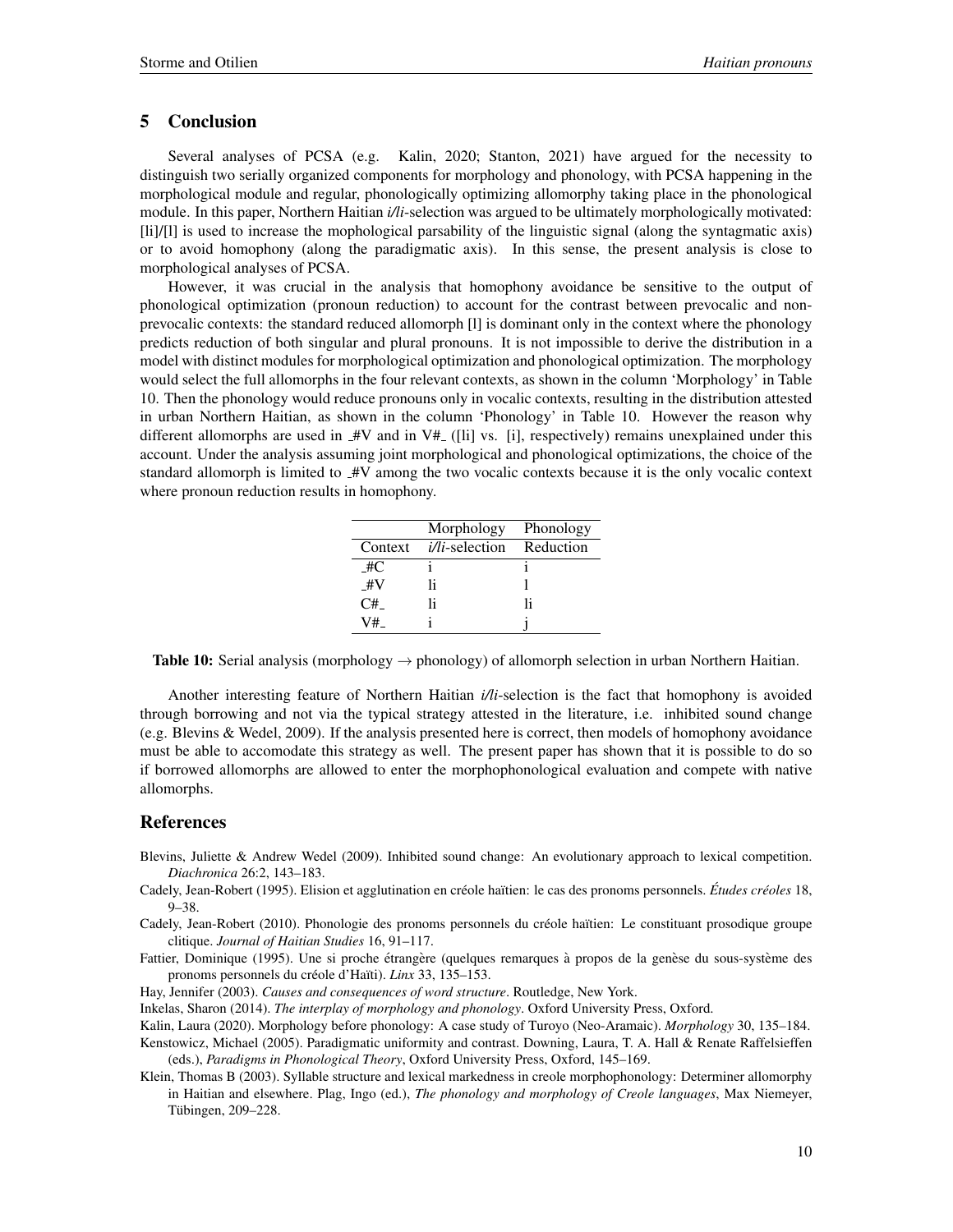## 5 Conclusion

Several analyses of PCSA (e.g. Kalin, 2020; Stanton, 2021) have argued for the necessity to distinguish two serially organized components for morphology and phonology, with PCSA happening in the morphological module and regular, phonologically optimizing allomorphy taking place in the phonological module. In this paper, Northern Haitian *i/li*-selection was argued to be ultimately morphologically motivated: [li]/[l] is used to increase the mophological parsability of the linguistic signal (along the syntagmatic axis) or to avoid homophony (along the paradigmatic axis). In this sense, the present analysis is close to morphological analyses of PCSA.

However, it was crucial in the analysis that homophony avoidance be sensitive to the output of phonological optimization (pronoun reduction) to account for the contrast between prevocalic and non-prevocalic contexts: the standard reduced allomorph [l] is dominant only in the context where the phonology predicts reduction of both singular and plural pronouns. It is not impossible to derive the distribution in a model with distinct modules for morphological optimization and phonological optimization. The morphology would select the full allomorphs in the four relevant contexts, as shown in the column 'Morphology' in Table 10. Then the phonology would reduce pronouns only in vocalic contexts, resulting in the distribution attested in urban Northern Haitian, as shown in the column 'Phonology' in Table 10. However the reason why different allomorphs are used in _#V and in V#_ ([li] vs. [i], respectively) remains unexplained under this account. Under the analysis assuming joint morphological and phonological optimizations, the choice of the standard allomorph is limited to _#V among the two vocalic contexts because it is the only vocalic context where pronoun reduction results in homophony.

| | Morphology | Phonology |
|---|---|---|
| Context | *i/li*-selection | Reduction |
| _#C | i | i |
| _#V | li | l |
| C#_ | li | li |
| V#_ | i | j |

**Table 10:** Serial analysis (morphology → phonology) of allomorph selection in urban Northern Haitian.

Another interesting feature of Northern Haitian *i/li*-selection is the fact that homophony is avoided through borrowing and not via the typical strategy attested in the literature, i.e. inhibited sound change (e.g. Blevins & Wedel, 2009). If the analysis presented here is correct, then models of homophony avoidance must be able to accomodate this strategy as well. The present paper has shown that it is possible to do so if borrowed allomorphs are allowed to enter the morphophonological evaluation and compete with native allomorphs.

## References

Blevins, Juliette & Andrew Wedel (2009). Inhibited sound change: An evolutionary approach to lexical competition. *Diachronica* 26:2, 143–183.

Cadely, Jean-Robert (1995). Elision et agglutination en créole haïtien: le cas des pronoms personnels. *Études créoles* 18, 9–38.

Cadely, Jean-Robert (2010). Phonologie des pronoms personnels du créole haïtien: Le constituant prosodique groupe clitique. *Journal of Haitian Studies* 16, 91–117.

Fattier, Dominique (1995). Une si proche étrangère (quelques remarques à propos de la genèse du sous-système des pronoms personnels du créole d'Haïti). *Linx* 33, 135–153.

Hay, Jennifer (2003). *Causes and consequences of word structure*. Routledge, New York.

Inkelas, Sharon (2014). *The interplay of morphology and phonology*. Oxford University Press, Oxford.

Kalin, Laura (2020). Morphology before phonology: A case study of Turoyo (Neo-Aramaic). *Morphology* 30, 135–184.

Kenstowicz, Michael (2005). Paradigmatic uniformity and contrast. Downing, Laura, T. A. Hall & Renate Raffelsieffen (eds.), *Paradigms in Phonological Theory*, Oxford University Press, Oxford, 145–169.

Klein, Thomas B (2003). Syllable structure and lexical markedness in creole morphophonology: Determiner allomorphy in Haitian and elsewhere. Plag, Ingo (ed.), *The phonology and morphology of Creole languages*, Max Niemeyer, Tübingen, 209–228.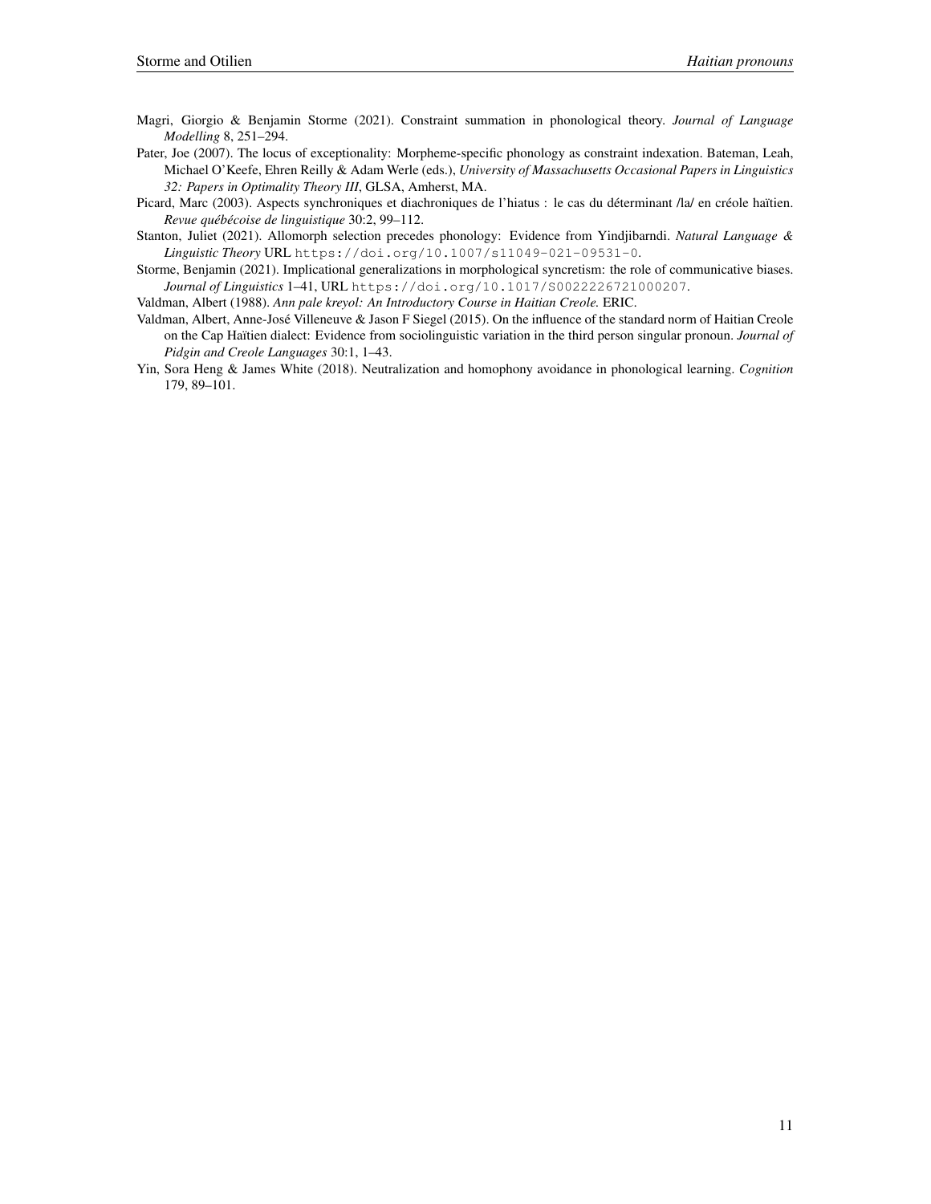Magri, Giorgio & Benjamin Storme (2021). Constraint summation in phonological theory. *Journal of Language Modelling* 8, 251–294.

Pater, Joe (2007). The locus of exceptionality: Morpheme-specific phonology as constraint indexation. Bateman, Leah, Michael O'Keefe, Ehren Reilly & Adam Werle (eds.), *University of Massachusetts Occasional Papers in Linguistics 32: Papers in Optimality Theory III*, GLSA, Amherst, MA.

Picard, Marc (2003). Aspects synchroniques et diachroniques de l'hiatus : le cas du déterminant /la/ en créole haïtien. *Revue québécoise de linguistique* 30:2, 99–112.

Stanton, Juliet (2021). Allomorph selection precedes phonology: Evidence from Yindjibarndi. *Natural Language & Linguistic Theory* URL `https://doi.org/10.1007/s11049-021-09531-0`.

Storme, Benjamin (2021). Implicational generalizations in morphological syncretism: the role of communicative biases. *Journal of Linguistics* 1–41, URL `https://doi.org/10.1017/S0022226721000207`.

Valdman, Albert (1988). *Ann pale kreyol: An Introductory Course in Haitian Creole.* ERIC.

Valdman, Albert, Anne-José Villeneuve & Jason F Siegel (2015). On the influence of the standard norm of Haitian Creole on the Cap Haïtien dialect: Evidence from sociolinguistic variation in the third person singular pronoun. *Journal of Pidgin and Creole Languages* 30:1, 1–43.

Yin, Sora Heng & James White (2018). Neutralization and homophony avoidance in phonological learning. *Cognition* 179, 89–101.